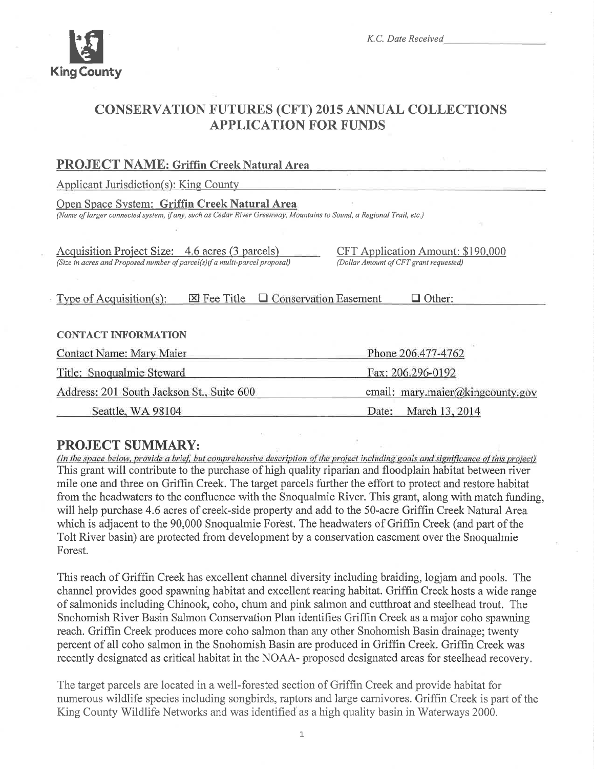King County

*K.C. Date Received* \_\_\_\_\_\_\_\_\_\_

# CONSERVATION FUTURES (CFT) 2015 ANNUAL COLLECTIONS APPLICATION FOR FUNDS

## PROJECT NAME: Griffin Creek Natural Area

Applicant Jurisdiction(s): King County

Open Space System: **Griffin Creek Natural Area**
*(Name of larger connected system, if any, such as Cedar River Greenway, Mountains to Sound, a Regional Trail, etc.)*

Acquisition Project Size: 4.6 acres (3 parcels)
*(Size in acres and Proposed number of parcel(s) if a multi-parcel proposal)*

CFT Application Amount: $190,000
*(Dollar Amount of CFT grant requested)*

Type of Acquisition(s): ☒ Fee Title ☐ Conservation Easement ☐ Other:

**CONTACT INFORMATION**

| | |
|---|---|
| Contact Name: Mary Maier | Phone 206.477-4762 |
| Title: Snoqualmie Steward | Fax: 206.296-0192 |
| Address: 201 South Jackson St., Suite 600 | email: mary.maier@kingcounty.gov |
| Seattle, WA 98104 | Date: March 13, 2014 |

## PROJECT SUMMARY:

*(In the space below, provide a brief, but comprehensive description of the project including goals and significance of this project)*

This grant will contribute to the purchase of high quality riparian and floodplain habitat between river mile one and three on Griffin Creek. The target parcels further the effort to protect and restore habitat from the headwaters to the confluence with the Snoqualmie River. This grant, along with match funding, will help purchase 4.6 acres of creek-side property and add to the 50-acre Griffin Creek Natural Area which is adjacent to the 90,000 Snoqualmie Forest. The headwaters of Griffin Creek (and part of the Tolt River basin) are protected from development by a conservation easement over the Snoqualmie Forest.

This reach of Griffin Creek has excellent channel diversity including braiding, logjam and pools. The channel provides good spawning habitat and excellent rearing habitat. Griffin Creek hosts a wide range of salmonids including Chinook, coho, chum and pink salmon and cutthroat and steelhead trout. The Snohomish River Basin Salmon Conservation Plan identifies Griffin Creek as a major coho spawning reach. Griffin Creek produces more coho salmon than any other Snohomish Basin drainage; twenty percent of all coho salmon in the Snohomish Basin are produced in Griffin Creek. Griffin Creek was recently designated as critical habitat in the NOAA- proposed designated areas for steelhead recovery.

The target parcels are located in a well-forested section of Griffin Creek and provide habitat for numerous wildlife species including songbirds, raptors and large carnivores. Griffin Creek is part of the King County Wildlife Networks and was identified as a high quality basin in Waterways 2000.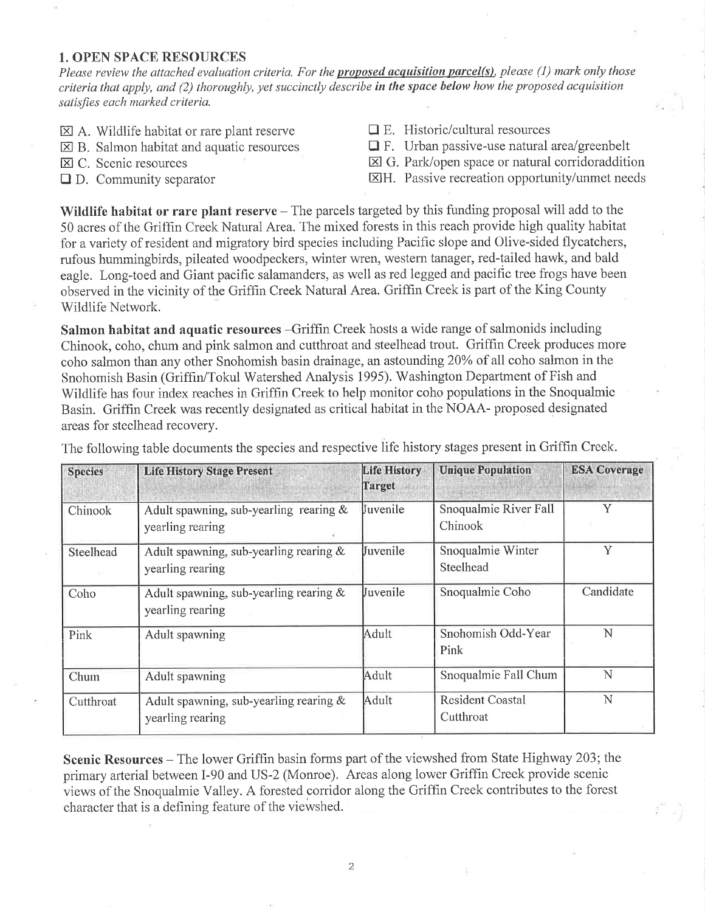## 1. OPEN SPACE RESOURCES

*Please review the attached evaluation criteria. For the* ***proposed acquisition parcel(s)****, please (1) mark only those criteria that apply, and (2) thoroughly, yet succinctly describe* ***in the space below*** *how the proposed acquisition satisfies each marked criteria.*

- ☒ A. Wildlife habitat or rare plant reserve
- ☒ B. Salmon habitat and aquatic resources
- ☒ C. Scenic resources
- ☐ D. Community separator
- ☐ E. Historic/cultural resources
- ☐ F. Urban passive-use natural area/greenbelt
- ☒ G. Park/open space or natural corridoraddition
- ☒ H. Passive recreation opportunity/unmet needs

**Wildlife habitat or rare plant reserve** – The parcels targeted by this funding proposal will add to the 50 acres of the Griffin Creek Natural Area. The mixed forests in this reach provide high quality habitat for a variety of resident and migratory bird species including Pacific slope and Olive-sided flycatchers, rufous hummingbirds, pileated woodpeckers, winter wren, western tanager, red-tailed hawk, and bald eagle. Long-toed and Giant pacific salamanders, as well as red legged and pacific tree frogs have been observed in the vicinity of the Griffin Creek Natural Area. Griffin Creek is part of the King County Wildlife Network.

**Salmon habitat and aquatic resources** –Griffin Creek hosts a wide range of salmonids including Chinook, coho, chum and pink salmon and cutthroat and steelhead trout. Griffin Creek produces more coho salmon than any other Snohomish basin drainage, an astounding 20% of all coho salmon in the Snohomish Basin (Griffin/Tokul Watershed Analysis 1995). Washington Department of Fish and Wildlife has four index reaches in Griffin Creek to help monitor coho populations in the Snoqualmie Basin. Griffin Creek was recently designated as critical habitat in the NOAA- proposed designated areas for steelhead recovery.

The following table documents the species and respective life history stages present in Griffin Creek.

| Species | Life History Stage Present | Life History Target | Unique Population | ESA Coverage |
|---|---|---|---|---|
| Chinook | Adult spawning, sub-yearling rearing & yearling rearing | Juvenile | Snoqualmie River Fall Chinook | Y |
| Steelhead | Adult spawning, sub-yearling rearing & yearling rearing | Juvenile | Snoqualmie Winter Steelhead | Y |
| Coho | Adult spawning, sub-yearling rearing & yearling rearing | Juvenile | Snoqualmie Coho | Candidate |
| Pink | Adult spawning | Adult | Snohomish Odd-Year Pink | N |
| Chum | Adult spawning | Adult | Snoqualmie Fall Chum | N |
| Cutthroat | Adult spawning, sub-yearling rearing & yearling rearing | Adult | Resident Coastal Cutthroat | N |

**Scenic Resources** – The lower Griffin basin forms part of the viewshed from State Highway 203; the primary arterial between I-90 and US-2 (Monroe). Areas along lower Griffin Creek provide scenic views of the Snoqualmie Valley. A forested corridor along the Griffin Creek contributes to the forest character that is a defining feature of the viewshed.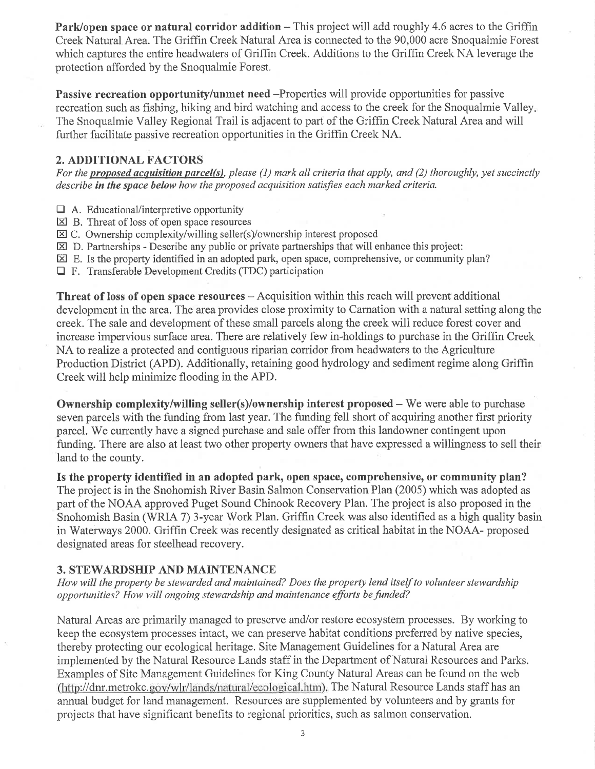**Park/open space or natural corridor addition** – This project will add roughly 4.6 acres to the Griffin Creek Natural Area. The Griffin Creek Natural Area is connected to the 90,000 acre Snoqualmie Forest which captures the entire headwaters of Griffin Creek. Additions to the Griffin Creek NA leverage the protection afforded by the Snoqualmie Forest.

**Passive recreation opportunity/unmet need** –Properties will provide opportunities for passive recreation such as fishing, hiking and bird watching and access to the creek for the Snoqualmie Valley. The Snoqualmie Valley Regional Trail is adjacent to part of the Griffin Creek Natural Area and will further facilitate passive recreation opportunities in the Griffin Creek NA.

## 2. ADDITIONAL FACTORS

*For the* ***proposed acquisition parcel(s)****, please (1) mark all criteria that apply, and (2) thoroughly, yet succinctly describe* ***in the space below*** *how the proposed acquisition satisfies each marked criteria.*

- ☐ A. Educational/interpretive opportunity
- ☒ B. Threat of loss of open space resources
- ☒ C. Ownership complexity/willing seller(s)/ownership interest proposed
- ☒ D. Partnerships - Describe any public or private partnerships that will enhance this project:
- ☒ E. Is the property identified in an adopted park, open space, comprehensive, or community plan?
- ☐ F. Transferable Development Credits (TDC) participation

**Threat of loss of open space resources** – Acquisition within this reach will prevent additional development in the area. The area provides close proximity to Carnation with a natural setting along the creek. The sale and development of these small parcels along the creek will reduce forest cover and increase impervious surface area. There are relatively few in-holdings to purchase in the Griffin Creek NA to realize a protected and contiguous riparian corridor from headwaters to the Agriculture Production District (APD). Additionally, retaining good hydrology and sediment regime along Griffin Creek will help minimize flooding in the APD.

**Ownership complexity/willing seller(s)/ownership interest proposed** – We were able to purchase seven parcels with the funding from last year. The funding fell short of acquiring another first priority parcel. We currently have a signed purchase and sale offer from this landowner contingent upon funding. There are also at least two other property owners that have expressed a willingness to sell their land to the county.

**Is the property identified in an adopted park, open space, comprehensive, or community plan?** The project is in the Snohomish River Basin Salmon Conservation Plan (2005) which was adopted as part of the NOAA approved Puget Sound Chinook Recovery Plan. The project is also proposed in the Snohomish Basin (WRIA 7) 3-year Work Plan. Griffin Creek was also identified as a high quality basin in Waterways 2000. Griffin Creek was recently designated as critical habitat in the NOAA- proposed designated areas for steelhead recovery.

## 3. STEWARDSHIP AND MAINTENANCE

*How will the property be stewarded and maintained? Does the property lend itself to volunteer stewardship opportunities? How will ongoing stewardship and maintenance efforts be funded?*

Natural Areas are primarily managed to preserve and/or restore ecosystem processes. By working to keep the ecosystem processes intact, we can preserve habitat conditions preferred by native species, thereby protecting our ecological heritage. Site Management Guidelines for a Natural Area are implemented by the Natural Resource Lands staff in the Department of Natural Resources and Parks. Examples of Site Management Guidelines for King County Natural Areas can be found on the web (http://dnr.metrokc.gov/wlr/lands/natural/ecological.htm). The Natural Resource Lands staff has an annual budget for land management. Resources are supplemented by volunteers and by grants for projects that have significant benefits to regional priorities, such as salmon conservation.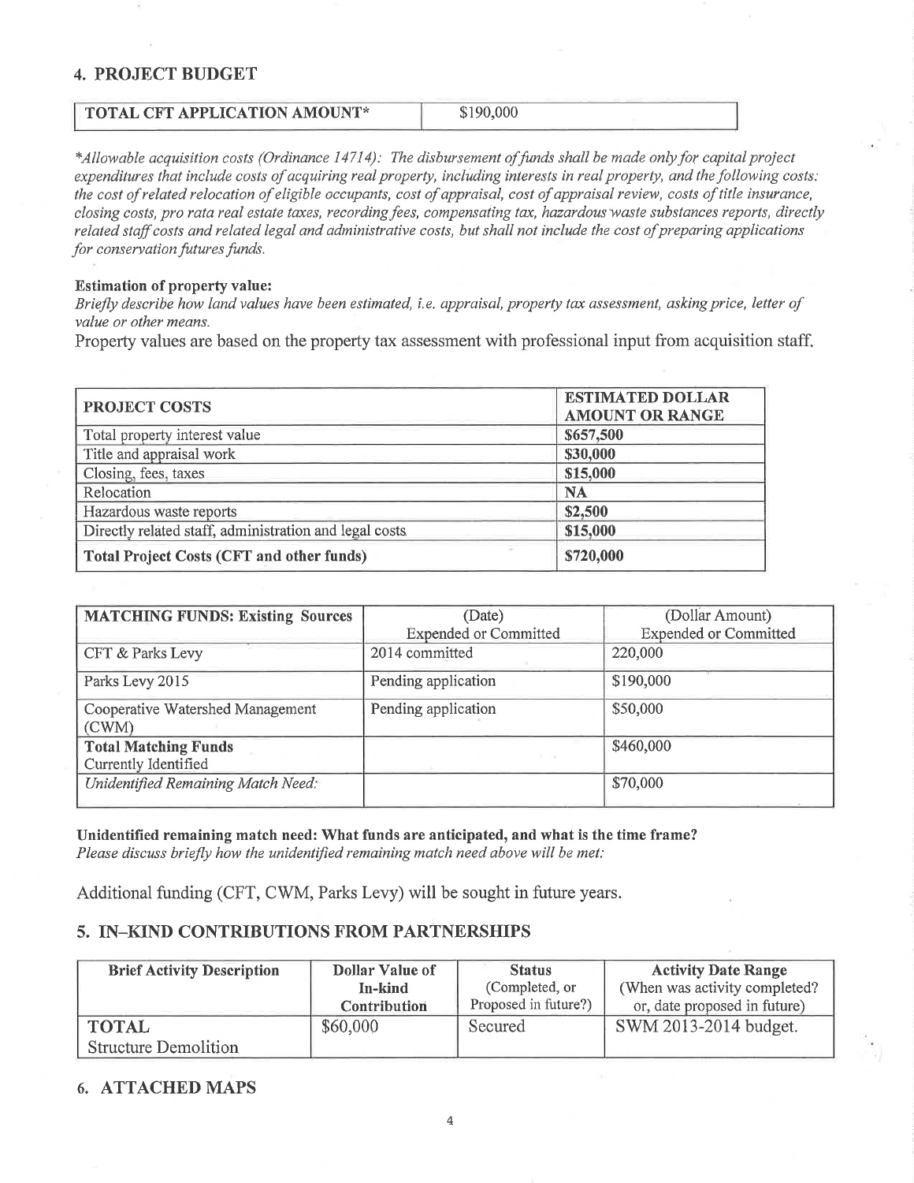## 4. PROJECT BUDGET

| TOTAL CFT APPLICATION AMOUNT* | $190,000 |
|---|---|

*\*Allowable acquisition costs (Ordinance 14714): The disbursement of funds shall be made only for capital project expenditures that include costs of acquiring real property, including interests in real property, and the following costs: the cost of related relocation of eligible occupants, cost of appraisal, cost of appraisal review, costs of title insurance, closing costs, pro rata real estate taxes, recording fees, compensating tax, hazardous waste substances reports, directly related staff costs and related legal and administrative costs, but shall not include the cost of preparing applications for conservation futures funds.*

**Estimation of property value:**

*Briefly describe how land values have been estimated, i.e. appraisal, property tax assessment, asking price, letter of value or other means.*

Property values are based on the property tax assessment with professional input from acquisition staff.

| PROJECT COSTS | ESTIMATED DOLLAR AMOUNT OR RANGE |
|---|---|
| Total property interest value | **$657,500** |
| Title and appraisal work | **$30,000** |
| Closing, fees, taxes | **$15,000** |
| Relocation | **NA** |
| Hazardous waste reports | **$2,500** |
| Directly related staff, administration and legal costs | **$15,000** |
| **Total Project Costs (CFT and other funds)** | **$720,000** |

| MATCHING FUNDS: Existing Sources | (Date) Expended or Committed | (Dollar Amount) Expended or Committed |
|---|---|---|
| CFT & Parks Levy | 2014 committed | 220,000 |
| Parks Levy 2015 | Pending application | $190,000 |
| Cooperative Watershed Management (CWM) | Pending application | $50,000 |
| **Total Matching Funds** Currently Identified | | $460,000 |
| *Unidentified Remaining Match Need:* | | $70,000 |

**Unidentified remaining match need: What funds are anticipated, and what is the time frame?**

*Please discuss briefly how the unidentified remaining match need above will be met:*

Additional funding (CFT, CWM, Parks Levy) will be sought in future years.

## 5. IN-KIND CONTRIBUTIONS FROM PARTNERSHIPS

| Brief Activity Description | Dollar Value of In-kind Contribution | Status (Completed, or Proposed in future?) | Activity Date Range (When was activity completed? or, date proposed in future) |
|---|---|---|---|
| **TOTAL** Structure Demolition | $60,000 | Secured | SWM 2013-2014 budget. |

## 6. ATTACHED MAPS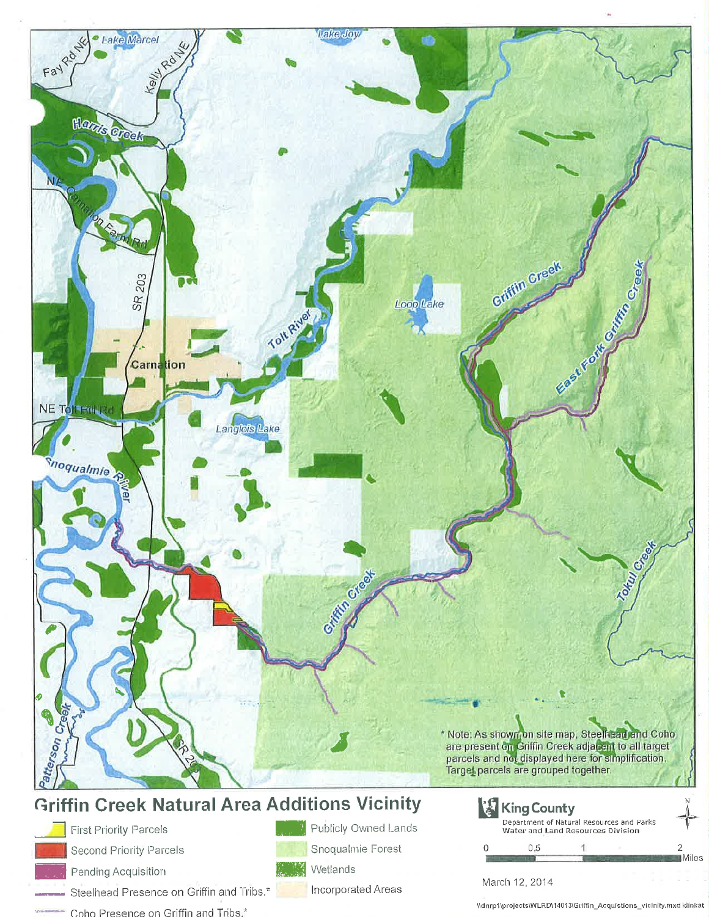# Griffin Creek Natural Area Additions Vicinity

- First Priority Parcels
- Second Priority Parcels
- Pending Acquisition
- Steelhead Presence on Griffin and Tribs.*
- Coho Presence on Griffin and Tribs.*
- Publicly Owned Lands
- Snoqualmie Forest
- Wetlands
- Incorporated Areas

King County
Department of Natural Resources and Parks
Water and Land Resources Division

0 0.5 1 2 Miles

March 12, 2014

* Note: As shown on site map, Steelhead and Coho are present on Griffin Creek adjacent to all target parcels and not displayed here for simplification. Target parcels are grouped together.

\\dnrp1\projects\WLRD\14013\Griffin_Acquistions_vicinity.mxd klinkat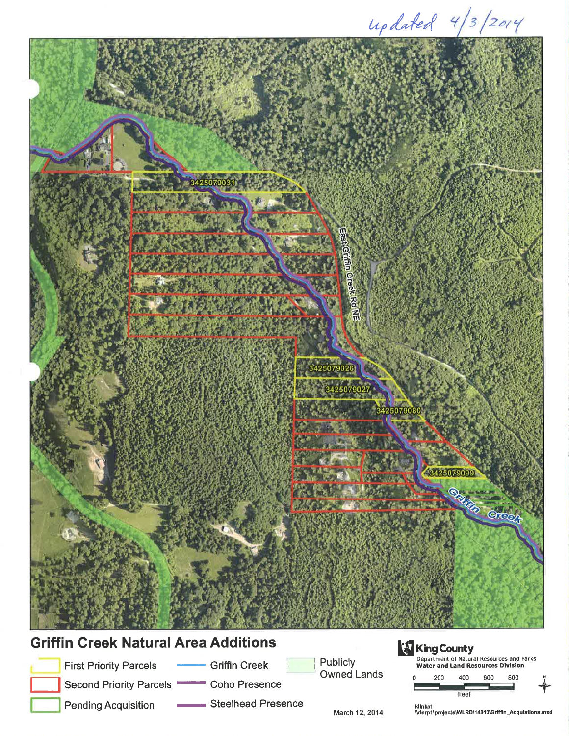updated 4/3/2014

3425079031

East Griffin Creek Rd NE

3425079026

3425079027

3425079080

3425079099

Griffin Creek

## Griffin Creek Natural Area Additions

First Priority Parcels

Second Priority Parcels

Pending Acquisition

Griffin Creek

Coho Presence

Steelhead Presence

Publicly Owned Lands

March 12, 2014

King County

Department of Natural Resources and Parks
Water and Land Resources Division

0 200 400 600 800

Feet

klinkat
\\dnrp1\projects\WLRD\14013\Griffin_Acquistions.mxd